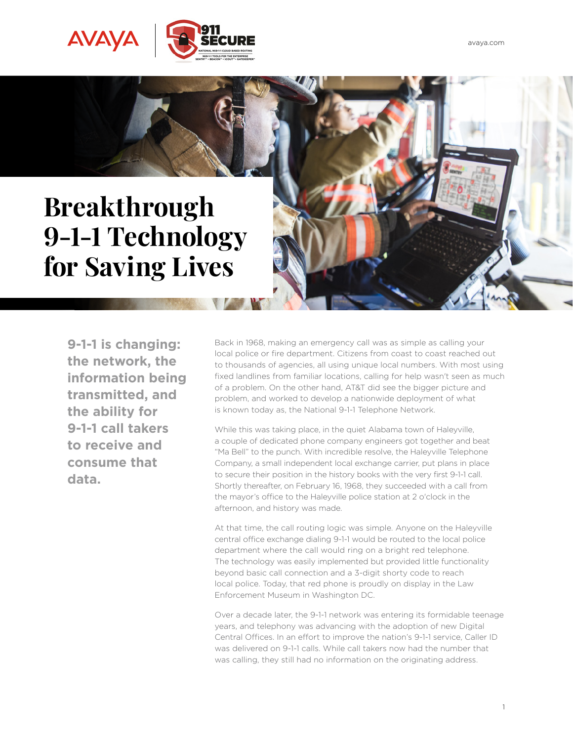# Breakthrough 9-1-1 Technology for Saving Lives

**9-1-1 is changing: the network, the information being transmitted, and the ability for 9-1-1 call takers to receive and consume that data.**

Back in 1968, making an emergency call was as simple as calling your local police or fire department. Citizens from coast to coast reached out to thousands of agencies, all using unique local numbers. With most using fixed landlines from familiar locations, calling for help wasn't seen as much of a problem. On the other hand, AT&T did see the bigger picture and problem, and worked to develop a nationwide deployment of what is known today as, the National 9-1-1 Telephone Network.

While this was taking place, in the quiet Alabama town of Haleyville, a couple of dedicated phone company engineers got together and beat "Ma Bell" to the punch. With incredible resolve, the Haleyville Telephone Company, a small independent local exchange carrier, put plans in place to secure their position in the history books with the very first 9-1-1 call. Shortly thereafter, on February 16, 1968, they succeeded with a call from the mayor's office to the Haleyville police station at 2 o'clock in the afternoon, and history was made.

At that time, the call routing logic was simple. Anyone on the Haleyville central office exchange dialing 9-1-1 would be routed to the local police department where the call would ring on a bright red telephone. The technology was easily implemented but provided little functionality beyond basic call connection and a 3-digit shorty code to reach local police. Today, that red phone is proudly on display in the Law Enforcement Museum in Washington DC.

Over a decade later, the 9-1-1 network was entering its formidable teenage years, and telephony was advancing with the adoption of new Digital Central Offices. In an effort to improve the nation's 9-1-1 service, Caller ID was delivered on 9-1-1 calls. While call takers now had the number that was calling, they still had no information on the originating address.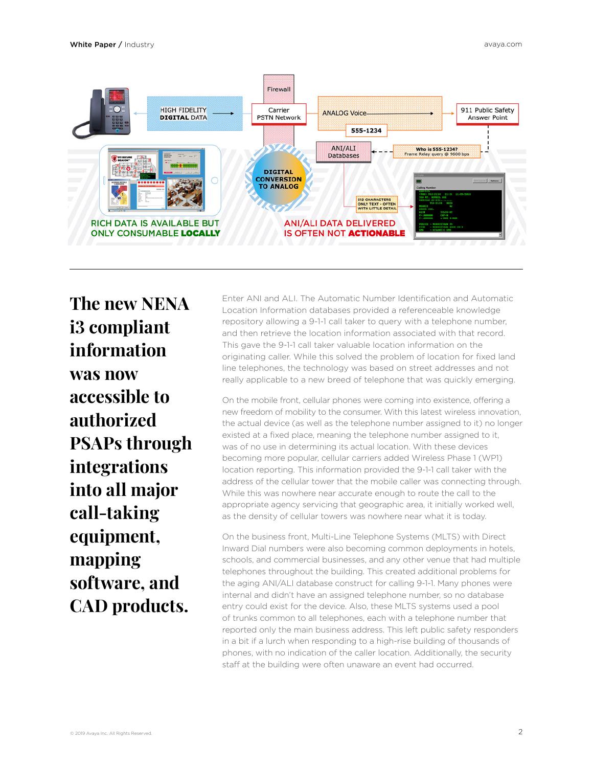HIGH FIDELITY DIGITAL DATA

Firewall

Carrier PSTN Network

ANALOG Voice

555-1234

911 Public Safety Answer Point

ANI/ALI Databases

Who is 555-1234? Frame Relay query @ 9600 bps

DIGITAL CONVERSION TO ANALOG

512 CHARACTERS ONLY TEXT - OFTEN WITH LITTLE DETAIL

RICH DATA IS AVAILABLE BUT ONLY CONSUMABLE **LOCALLY**

ANI/ALI DATA DELIVERED IS OFTEN NOT **ACTIONABLE**

---

## The new NENA i3 compliant information was now accessible to authorized PSAPs through integrations into all major call-taking equipment, mapping software, and CAD products.

Enter ANI and ALI. The Automatic Number Identification and Automatic Location Information databases provided a referenceable knowledge repository allowing a 9-1-1 call taker to query with a telephone number, and then retrieve the location information associated with that record. This gave the 9-1-1 call taker valuable location information on the originating caller. While this solved the problem of location for fixed land line telephones, the technology was based on street addresses and not really applicable to a new breed of telephone that was quickly emerging.

On the mobile front, cellular phones were coming into existence, offering a new freedom of mobility to the consumer. With this latest wireless innovation, the actual device (as well as the telephone number assigned to it) no longer existed at a fixed place, meaning the telephone number assigned to it, was of no use in determining its actual location. With these devices becoming more popular, cellular carriers added Wireless Phase 1 (WP1) location reporting. This information provided the 9-1-1 call taker with the address of the cellular tower that the mobile caller was connecting through. While this was nowhere near accurate enough to route the call to the appropriate agency servicing that geographic area, it initially worked well, as the density of cellular towers was nowhere near what it is today.

On the business front, Multi-Line Telephone Systems (MLTS) with Direct Inward Dial numbers were also becoming common deployments in hotels, schools, and commercial businesses, and any other venue that had multiple telephones throughout the building. This created additional problems for the aging ANI/ALI database construct for calling 9-1-1. Many phones were internal and didn't have an assigned telephone number, so no database entry could exist for the device. Also, these MLTS systems used a pool of trunks common to all telephones, each with a telephone number that reported only the main business address. This left public safety responders in a bit if a lurch when responding to a high-rise building of thousands of phones, with no indication of the caller location. Additionally, the security staff at the building were often unaware an event had occurred.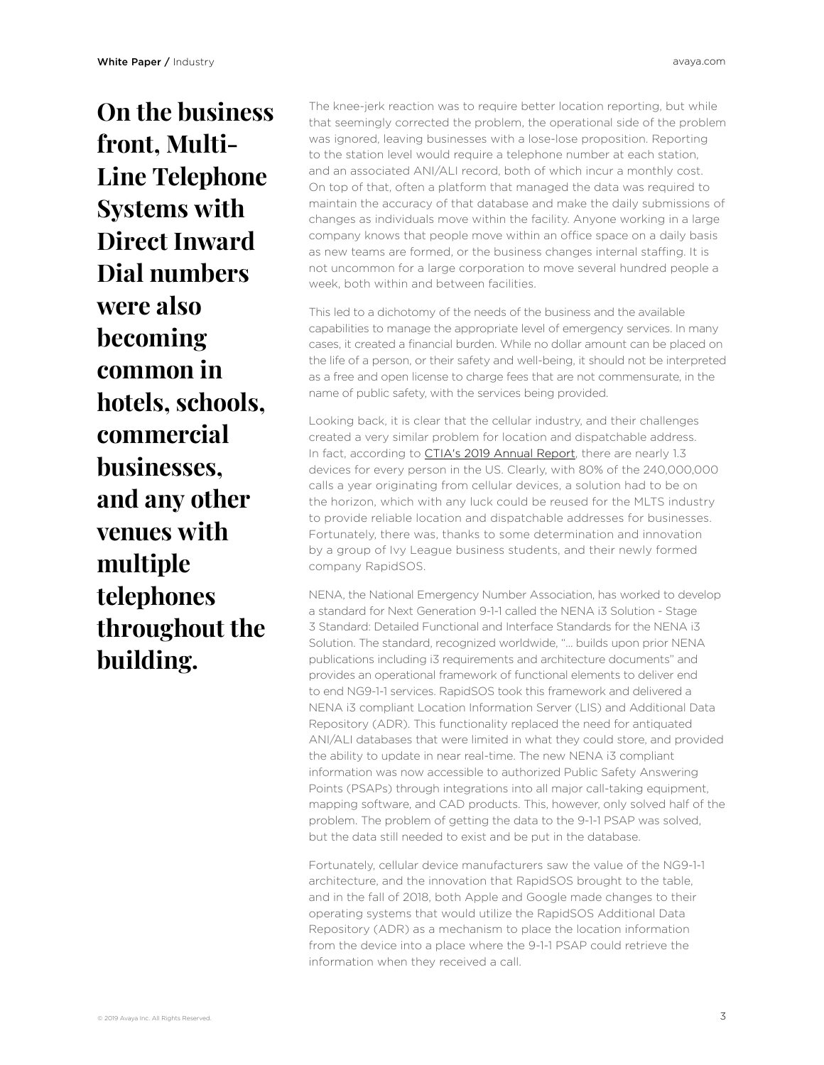**On the business front, Multi-Line Telephone Systems with Direct Inward Dial numbers were also becoming common in hotels, schools, commercial businesses, and any other venues with multiple telephones throughout the building.**

The knee-jerk reaction was to require better location reporting, but while that seemingly corrected the problem, the operational side of the problem was ignored, leaving businesses with a lose-lose proposition. Reporting to the station level would require a telephone number at each station, and an associated ANI/ALI record, both of which incur a monthly cost. On top of that, often a platform that managed the data was required to maintain the accuracy of that database and make the daily submissions of changes as individuals move within the facility. Anyone working in a large company knows that people move within an office space on a daily basis as new teams are formed, or the business changes internal staffing. It is not uncommon for a large corporation to move several hundred people a week, both within and between facilities.

This led to a dichotomy of the needs of the business and the available capabilities to manage the appropriate level of emergency services. In many cases, it created a financial burden. While no dollar amount can be placed on the life of a person, or their safety and well-being, it should not be interpreted as a free and open license to charge fees that are not commensurate, in the name of public safety, with the services being provided.

Looking back, it is clear that the cellular industry, and their challenges created a very similar problem for location and dispatchable address. In fact, according to CTIA's 2019 Annual Report, there are nearly 1.3 devices for every person in the US. Clearly, with 80% of the 240,000,000 calls a year originating from cellular devices, a solution had to be on the horizon, which with any luck could be reused for the MLTS industry to provide reliable location and dispatchable addresses for businesses. Fortunately, there was, thanks to some determination and innovation by a group of Ivy League business students, and their newly formed company RapidSOS.

NENA, the National Emergency Number Association, has worked to develop a standard for Next Generation 9-1-1 called the NENA i3 Solution - Stage 3 Standard: Detailed Functional and Interface Standards for the NENA i3 Solution. The standard, recognized worldwide, "… builds upon prior NENA publications including i3 requirements and architecture documents" and provides an operational framework of functional elements to deliver end to end NG9-1-1 services. RapidSOS took this framework and delivered a NENA i3 compliant Location Information Server (LIS) and Additional Data Repository (ADR). This functionality replaced the need for antiquated ANI/ALI databases that were limited in what they could store, and provided the ability to update in near real-time. The new NENA i3 compliant information was now accessible to authorized Public Safety Answering Points (PSAPs) through integrations into all major call-taking equipment, mapping software, and CAD products. This, however, only solved half of the problem. The problem of getting the data to the 9-1-1 PSAP was solved, but the data still needed to exist and be put in the database.

Fortunately, cellular device manufacturers saw the value of the NG9-1-1 architecture, and the innovation that RapidSOS brought to the table, and in the fall of 2018, both Apple and Google made changes to their operating systems that would utilize the RapidSOS Additional Data Repository (ADR) as a mechanism to place the location information from the device into a place where the 9-1-1 PSAP could retrieve the information when they received a call.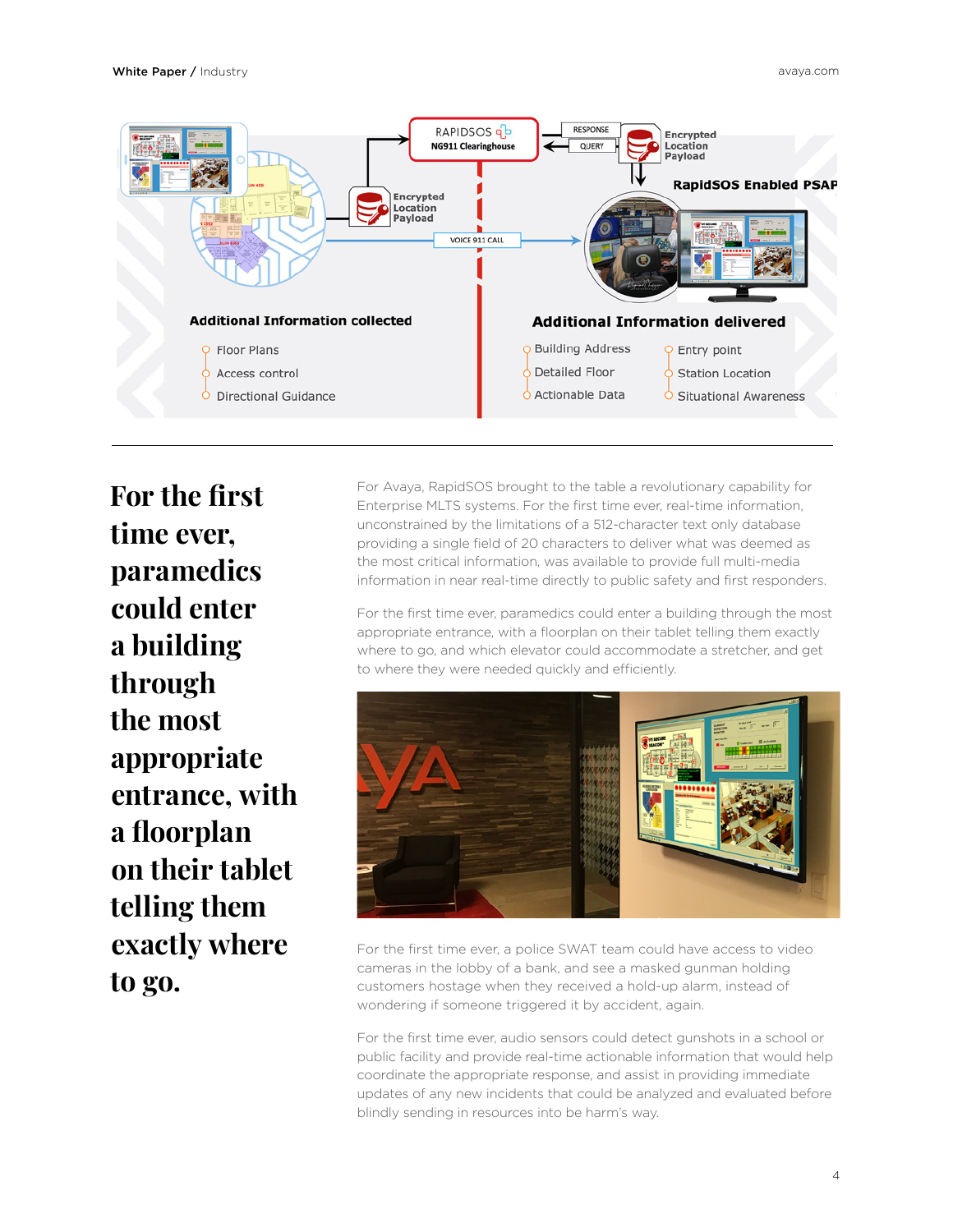RAPIDSOS

NG911 Clearinghouse

RESPONSE

QUERY

Encrypted Location Payload

Encrypted Location Payload

RapidSOS Enabled PSAP

VOICE 911 CALL

**Additional Information collected**

- Floor Plans
- Access control
- Directional Guidance

**Additional Information delivered**

- Building Address
- Detailed Floor
- Actionable Data
- Entry point
- Station Location
- Situational Awareness

---

## For the first time ever, paramedics could enter a building through the most appropriate entrance, with a floorplan on their tablet telling them exactly where to go.

For Avaya, RapidSOS brought to the table a revolutionary capability for Enterprise MLTS systems. For the first time ever, real-time information, unconstrained by the limitations of a 512-character text only database providing a single field of 20 characters to deliver what was deemed as the most critical information, was available to provide full multi-media information in near real-time directly to public safety and first responders.

For the first time ever, paramedics could enter a building through the most appropriate entrance, with a floorplan on their tablet telling them exactly where to go, and which elevator could accommodate a stretcher, and get to where they were needed quickly and efficiently.

For the first time ever, a police SWAT team could have access to video cameras in the lobby of a bank, and see a masked gunman holding customers hostage when they received a hold-up alarm, instead of wondering if someone triggered it by accident, again.

For the first time ever, audio sensors could detect gunshots in a school or public facility and provide real-time actionable information that would help coordinate the appropriate response, and assist in providing immediate updates of any new incidents that could be analyzed and evaluated before blindly sending in resources into be harm's way.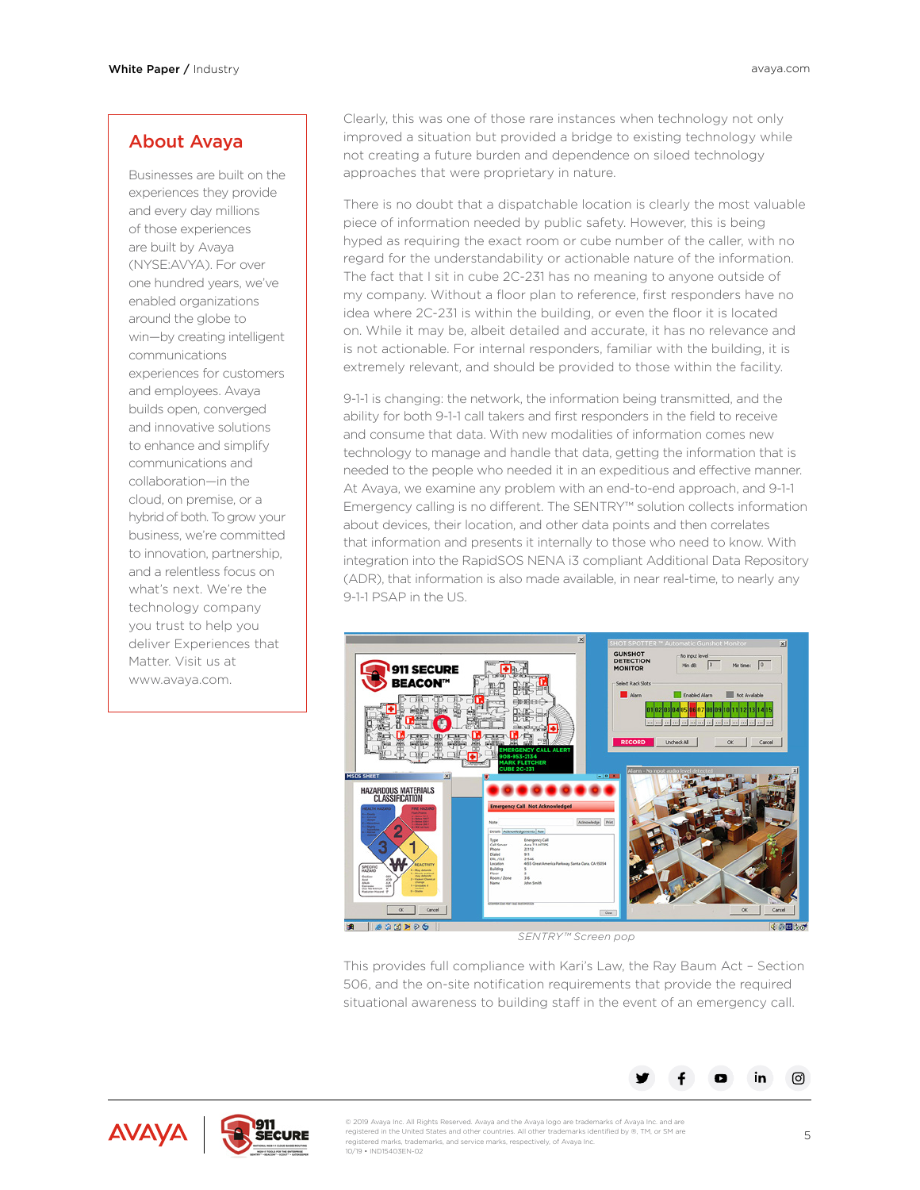## About Avaya

Businesses are built on the experiences they provide and every day millions of those experiences are built by Avaya (NYSE:AVYA). For over one hundred years, we've enabled organizations around the globe to win—by creating intelligent communications experiences for customers and employees. Avaya builds open, converged and innovative solutions to enhance and simplify communications and collaboration—in the cloud, on premise, or a hybrid of both. To grow your business, we're committed to innovation, partnership, and a relentless focus on what's next. We're the technology company you trust to help you deliver Experiences that Matter. Visit us at www.avaya.com.

Clearly, this was one of those rare instances when technology not only improved a situation but provided a bridge to existing technology while not creating a future burden and dependence on siloed technology approaches that were proprietary in nature.

There is no doubt that a dispatchable location is clearly the most valuable piece of information needed by public safety. However, this is being hyped as requiring the exact room or cube number of the caller, with no regard for the understandability or actionable nature of the information. The fact that I sit in cube 2C-231 has no meaning to anyone outside of my company. Without a floor plan to reference, first responders have no idea where 2C-231 is within the building, or even the floor it is located on. While it may be, albeit detailed and accurate, it has no relevance and is not actionable. For internal responders, familiar with the building, it is extremely relevant, and should be provided to those within the facility.

9-1-1 is changing: the network, the information being transmitted, and the ability for both 9-1-1 call takers and first responders in the field to receive and consume that data. With new modalities of information comes new technology to manage and handle that data, getting the information that is needed to the people who needed it in an expeditious and effective manner. At Avaya, we examine any problem with an end-to-end approach, and 9-1-1 Emergency calling is no different. The SENTRY™ solution collects information about devices, their location, and other data points and then correlates that information and presents it internally to those who need to know. With integration into the RapidSOS NENA i3 compliant Additional Data Repository (ADR), that information is also made available, in near real-time, to nearly any 9-1-1 PSAP in the US.

*SENTRY™ Screen pop*

This provides full compliance with Kari's Law, the Ray Baum Act – Section 506, and the on-site notification requirements that provide the required situational awareness to building staff in the event of an emergency call.

© 2019 Avaya Inc. All Rights Reserved. Avaya and the Avaya logo are trademarks of Avaya Inc. and are registered in the United States and other countries. All other trademarks identified by ®, TM, or SM are registered marks, trademarks, and service marks, respectively, of Avaya Inc.
10/19 • IND15403EN-02